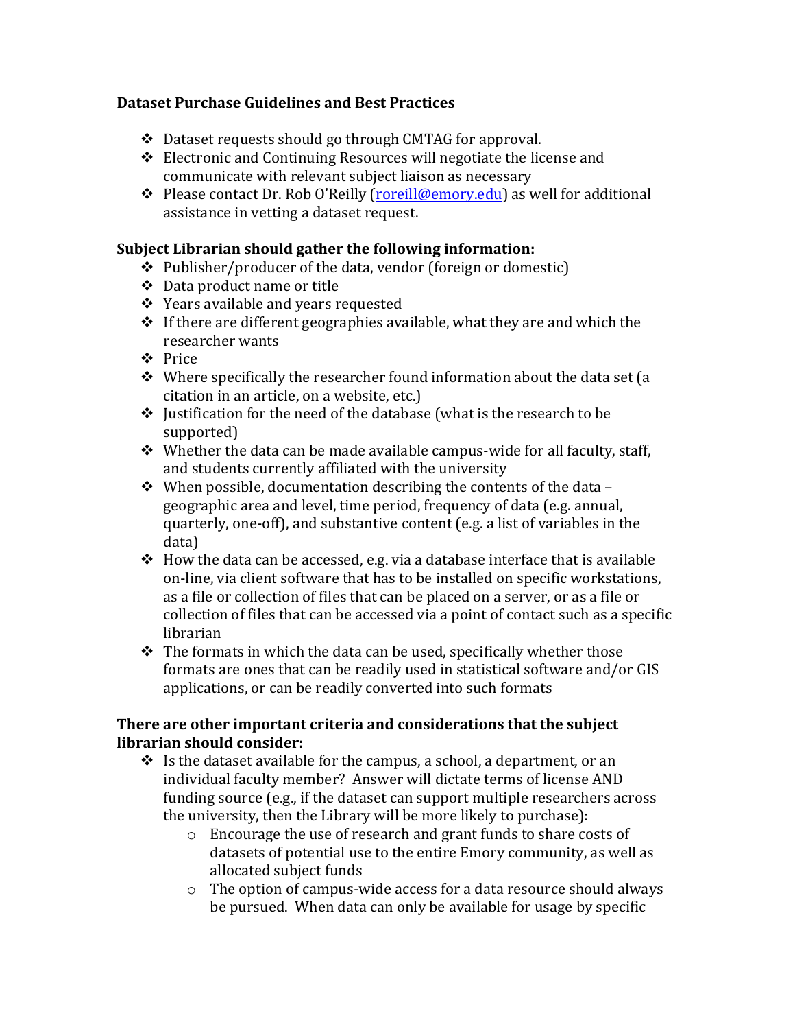**Dataset Purchase Guidelines and Best Practices**

- Dataset requests should go through CMTAG for approval.
- Electronic and Continuing Resources will negotiate the license and communicate with relevant subject liaison as necessary
- Please contact Dr. Rob O'Reilly ([roreill@emory.edu](mailto:roreill@emory.edu)) as well for additional assistance in vetting a dataset request.

**Subject Librarian should gather the following information:**

- Publisher/producer of the data, vendor (foreign or domestic)
- Data product name or title
- Years available and years requested
- If there are different geographies available, what they are and which the researcher wants
- Price
- Where specifically the researcher found information about the data set (a citation in an article, on a website, etc.)
- Justification for the need of the database (what is the research to be supported)
- Whether the data can be made available campus-wide for all faculty, staff, and students currently affiliated with the university
- When possible, documentation describing the contents of the data – geographic area and level, time period, frequency of data (e.g. annual, quarterly, one-off), and substantive content (e.g. a list of variables in the data)
- How the data can be accessed, e.g. via a database interface that is available on-line, via client software that has to be installed on specific workstations, as a file or collection of files that can be placed on a server, or as a file or collection of files that can be accessed via a point of contact such as a specific librarian
- The formats in which the data can be used, specifically whether those formats are ones that can be readily used in statistical software and/or GIS applications, or can be readily converted into such formats

**There are other important criteria and considerations that the subject librarian should consider:**

- Is the dataset available for the campus, a school, a department, or an individual faculty member? Answer will dictate terms of license AND funding source (e.g., if the dataset can support multiple researchers across the university, then the Library will be more likely to purchase):
  - Encourage the use of research and grant funds to share costs of datasets of potential use to the entire Emory community, as well as allocated subject funds
  - The option of campus-wide access for a data resource should always be pursued. When data can only be available for usage by specific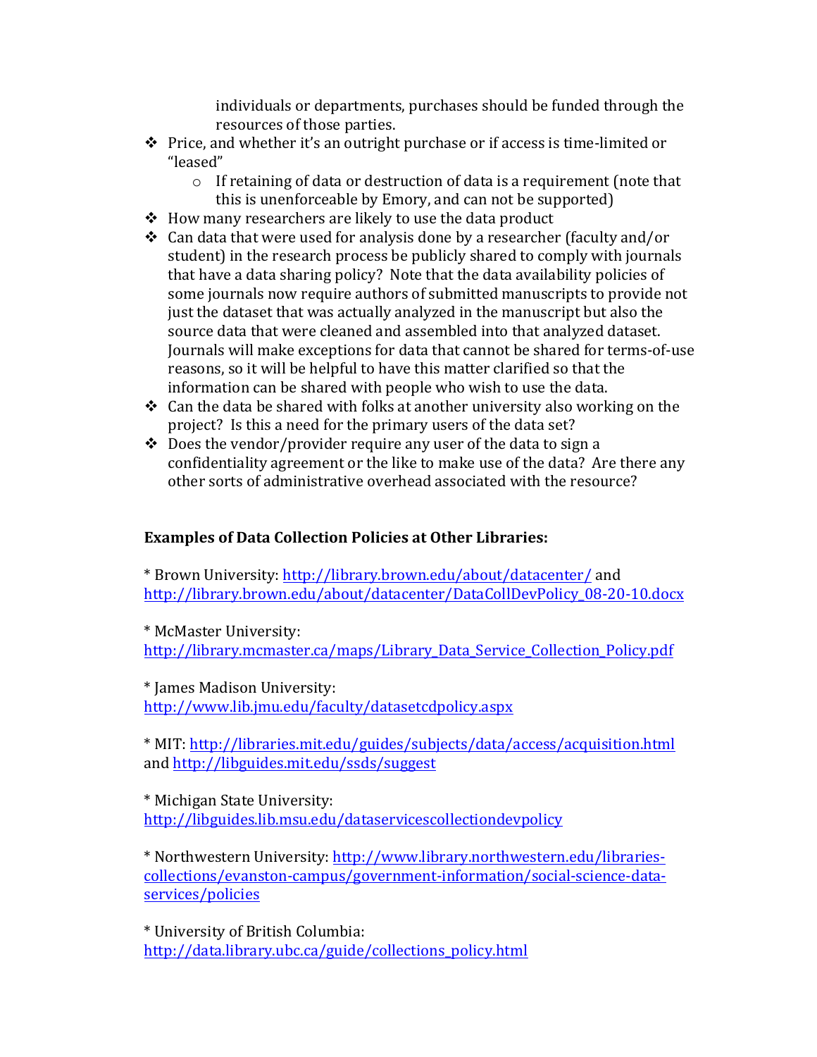individuals or departments, purchases should be funded through the resources of those parties.

- Price, and whether it's an outright purchase or if access is time-limited or "leased"
    - If retaining of data or destruction of data is a requirement (note that this is unenforceable by Emory, and can not be supported)
- How many researchers are likely to use the data product
- Can data that were used for analysis done by a researcher (faculty and/or student) in the research process be publicly shared to comply with journals that have a data sharing policy? Note that the data availability policies of some journals now require authors of submitted manuscripts to provide not just the dataset that was actually analyzed in the manuscript but also the source data that were cleaned and assembled into that analyzed dataset. Journals will make exceptions for data that cannot be shared for terms-of-use reasons, so it will be helpful to have this matter clarified so that the information can be shared with people who wish to use the data.
- Can the data be shared with folks at another university also working on the project? Is this a need for the primary users of the data set?
- Does the vendor/provider require any user of the data to sign a confidentiality agreement or the like to make use of the data? Are there any other sorts of administrative overhead associated with the resource?

**Examples of Data Collection Policies at Other Libraries:**

* Brown University: http://library.brown.edu/about/datacenter/ and http://library.brown.edu/about/datacenter/DataCollDevPolicy_08-20-10.docx

* McMaster University: http://library.mcmaster.ca/maps/Library_Data_Service_Collection_Policy.pdf

* James Madison University: http://www.lib.jmu.edu/faculty/datasetcdpolicy.aspx

* MIT: http://libraries.mit.edu/guides/subjects/data/access/acquisition.html and http://libguides.mit.edu/ssds/suggest

* Michigan State University: http://libguides.lib.msu.edu/dataservicescollectiondevpolicy

* Northwestern University: http://www.library.northwestern.edu/libraries-collections/evanston-campus/government-information/social-science-data-services/policies

* University of British Columbia: http://data.library.ubc.ca/guide/collections_policy.html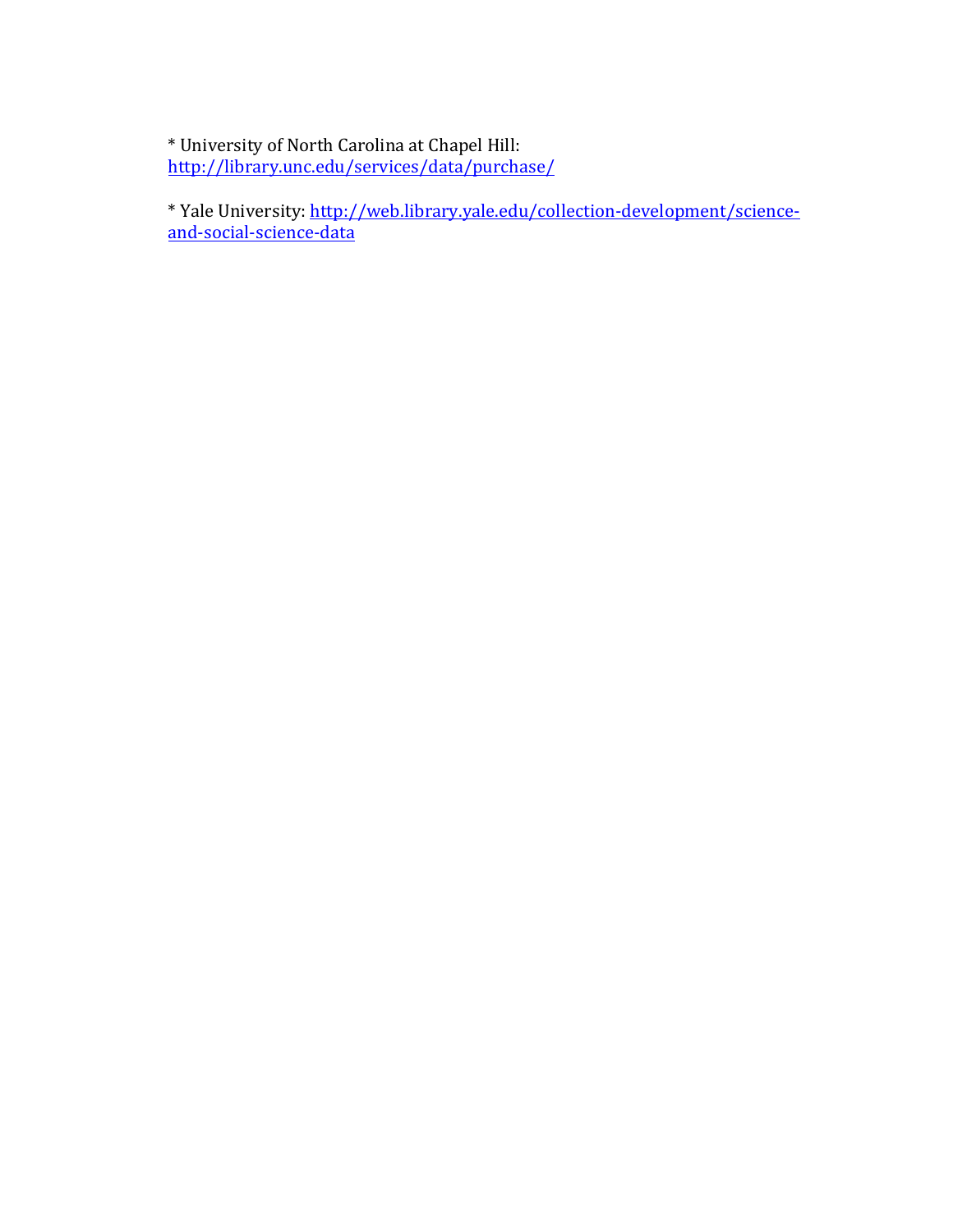* University of North Carolina at Chapel Hill:
http://library.unc.edu/services/data/purchase/

* Yale University: http://web.library.yale.edu/collection-development/science-and-social-science-data